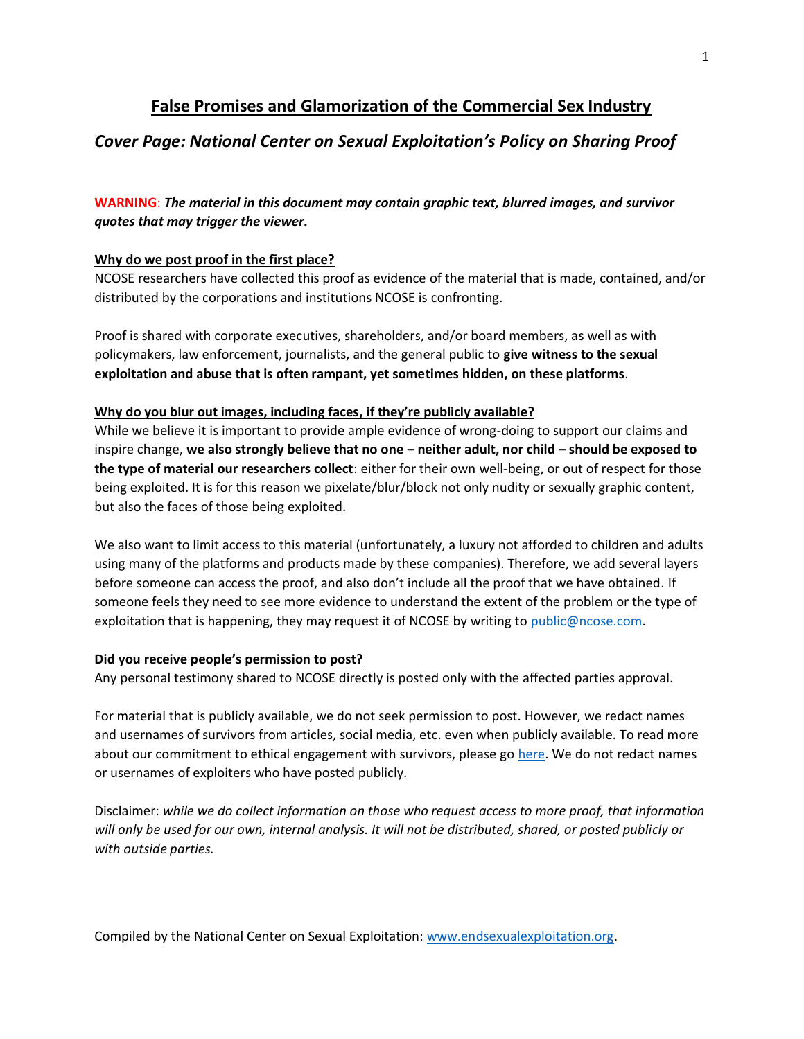# False Promises and Glamorization of the Commercial Sex Industry

## *Cover Page: National Center on Sexual Exploitation's Policy on Sharing Proof*

**WARNING**: ***The material in this document may contain graphic text, blurred images, and survivor quotes that may trigger the viewer.***

**Why do we post proof in the first place?**

NCOSE researchers have collected this proof as evidence of the material that is made, contained, and/or distributed by the corporations and institutions NCOSE is confronting.

Proof is shared with corporate executives, shareholders, and/or board members, as well as with policymakers, law enforcement, journalists, and the general public to **give witness to the sexual exploitation and abuse that is often rampant, yet sometimes hidden, on these platforms**.

**Why do you blur out images, including faces, if they're publicly available?**

While we believe it is important to provide ample evidence of wrong-doing to support our claims and inspire change, **we also strongly believe that no one – neither adult, nor child – should be exposed to the type of material our researchers collect**: either for their own well-being, or out of respect for those being exploited. It is for this reason we pixelate/blur/block not only nudity or sexually graphic content, but also the faces of those being exploited.

We also want to limit access to this material (unfortunately, a luxury not afforded to children and adults using many of the platforms and products made by these companies). Therefore, we add several layers before someone can access the proof, and also don't include all the proof that we have obtained. If someone feels they need to see more evidence to understand the extent of the problem or the type of exploitation that is happening, they may request it of NCOSE by writing to public@ncose.com.

**Did you receive people's permission to post?**

Any personal testimony shared to NCOSE directly is posted only with the affected parties approval.

For material that is publicly available, we do not seek permission to post. However, we redact names and usernames of survivors from articles, social media, etc. even when publicly available. To read more about our commitment to ethical engagement with survivors, please go here. We do not redact names or usernames of exploiters who have posted publicly.

Disclaimer: *while we do collect information on those who request access to more proof, that information will only be used for our own, internal analysis. It will not be distributed, shared, or posted publicly or with outside parties.*

Compiled by the National Center on Sexual Exploitation: www.endsexualexploitation.org.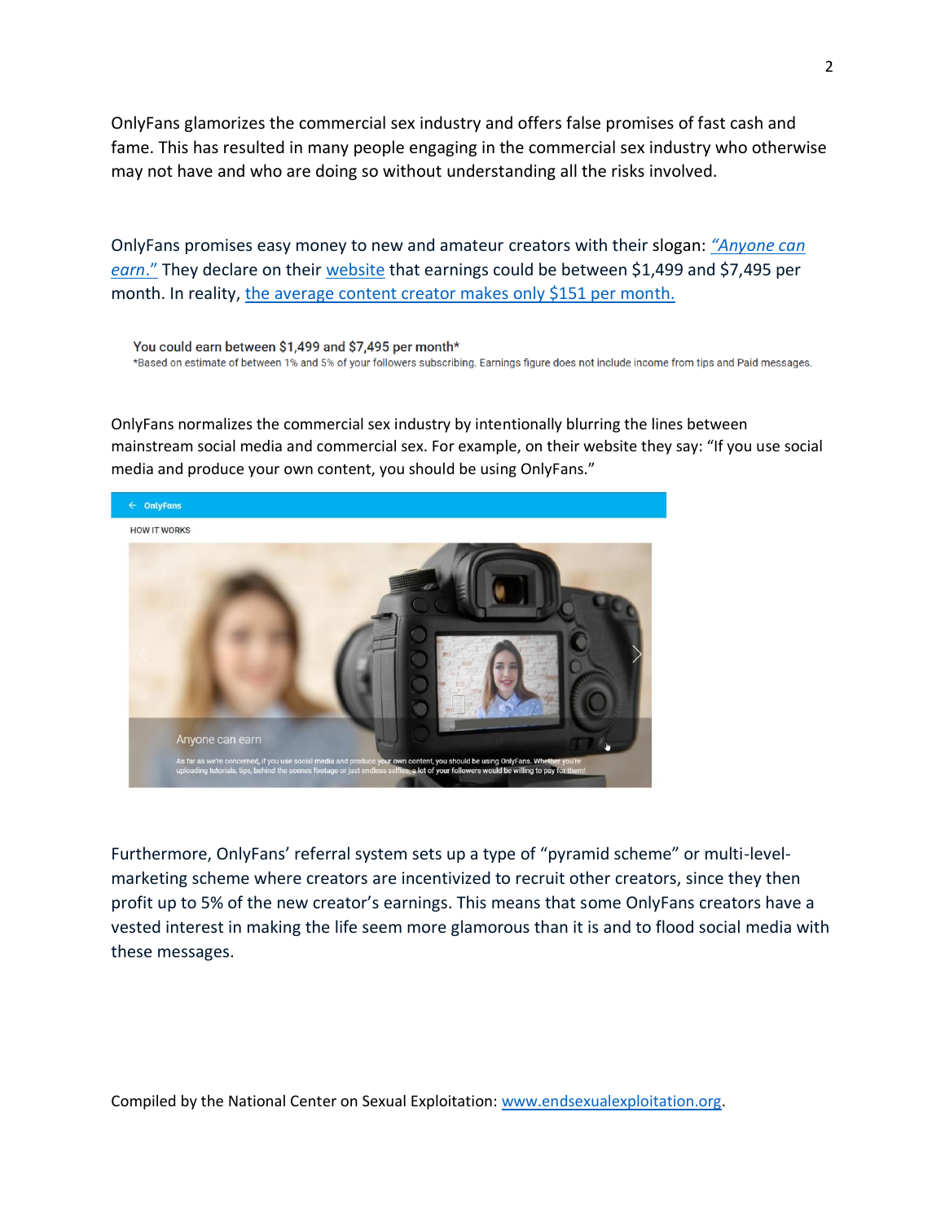OnlyFans glamorizes the commercial sex industry and offers false promises of fast cash and fame. This has resulted in many people engaging in the commercial sex industry who otherwise may not have and who are doing so without understanding all the risks involved.

OnlyFans promises easy money to new and amateur creators with their slogan: *"Anyone can earn."* They declare on their website that earnings could be between $1,499 and $7,495 per month. In reality, the average content creator makes only $151 per month.

You could earn between $1,499 and $7,495 per month*
*Based on estimate of between 1% and 5% of your followers subscribing. Earnings figure does not include income from tips and Paid messages.

OnlyFans normalizes the commercial sex industry by intentionally blurring the lines between mainstream social media and commercial sex. For example, on their website they say: "If you use social media and produce your own content, you should be using OnlyFans."

OnlyFans

HOW IT WORKS

Anyone can earn

As far as we're concerned, if you use social media and produce your own content, you should be using OnlyFans. Whether you're uploading tutorials, tips, behind the scenes footage or just endless selfies, a lot of your followers would be willing to pay for them!

Furthermore, OnlyFans' referral system sets up a type of "pyramid scheme" or multi-level-marketing scheme where creators are incentivized to recruit other creators, since they then profit up to 5% of the new creator's earnings. This means that some OnlyFans creators have a vested interest in making the life seem more glamorous than it is and to flood social media with these messages.

Compiled by the National Center on Sexual Exploitation: www.endsexualexploitation.org.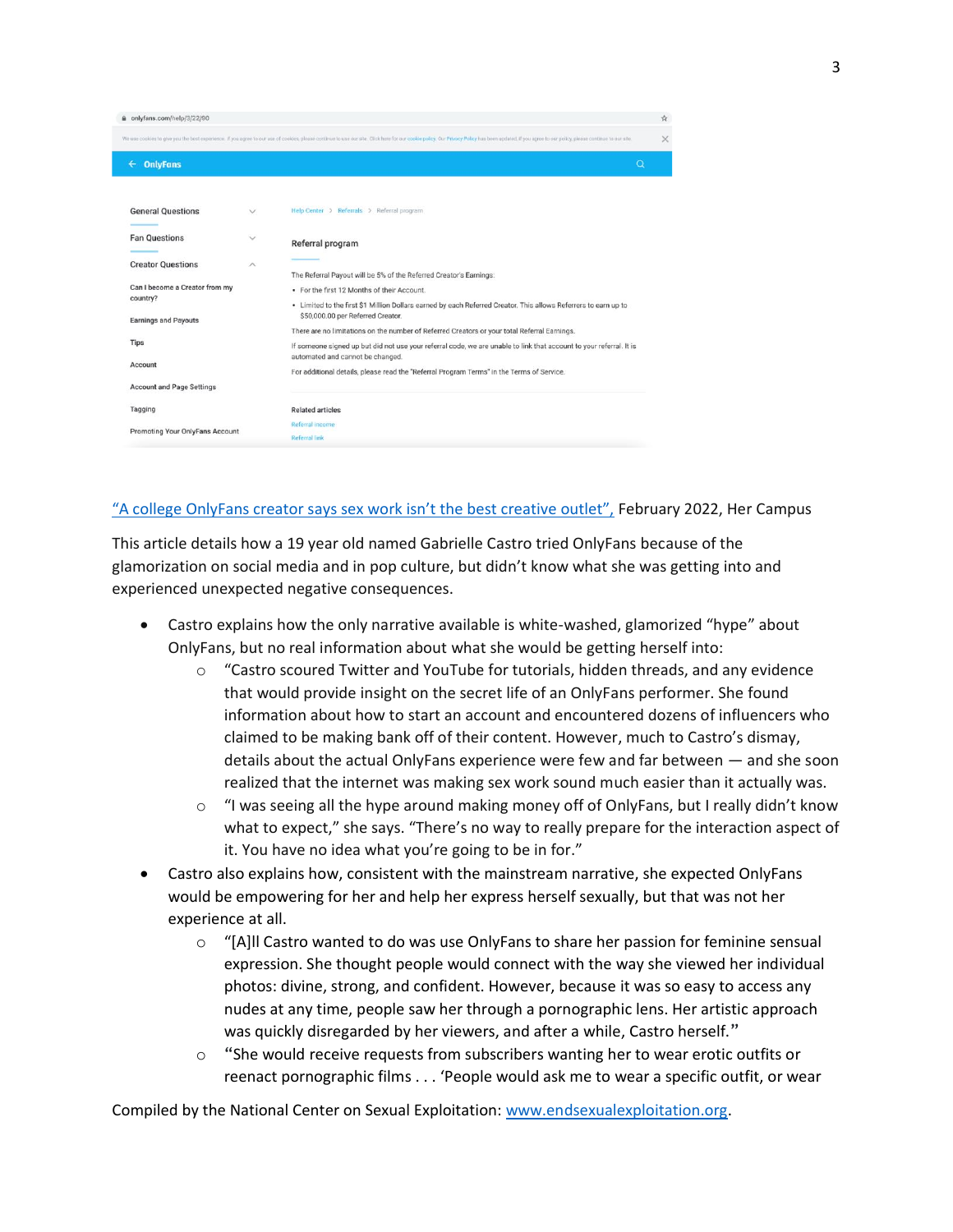onlyfans.com/help/3/22/90

OnlyFans

General Questions

Fan Questions

Creator Questions

Can I become a Creator from my country?

Earnings and Payouts

Tips

Account

Account and Page Settings

Tagging

Promoting Your OnlyFans Account

Help Center > Referrals > Referral program

Referral program

The Referral Payout will be 5% of the Referred Creator's Earnings:

- For the first 12 Months of their Account.
- Limited to the first $1 Million Dollars earned by each Referred Creator. This allows Referrers to earn up to $50,000.00 per Referred Creator.

There are no limitations on the number of Referred Creators or your total Referral Earnings.

If someone signed up but did not use your referral code, we are unable to link that account to your referral. It is automated and cannot be changed.

For additional details, please read the "Referral Program Terms" in the Terms of Service.

Related articles

Referral income

Referral link

"A college OnlyFans creator says sex work isn't the best creative outlet", February 2022, Her Campus

This article details how a 19 year old named Gabrielle Castro tried OnlyFans because of the glamorization on social media and in pop culture, but didn't know what she was getting into and experienced unexpected negative consequences.

- Castro explains how the only narrative available is white-washed, glamorized "hype" about OnlyFans, but no real information about what she would be getting herself into:
  - "Castro scoured Twitter and YouTube for tutorials, hidden threads, and any evidence that would provide insight on the secret life of an OnlyFans performer. She found information about how to start an account and encountered dozens of influencers who claimed to be making bank off of their content. However, much to Castro's dismay, details about the actual OnlyFans experience were few and far between — and she soon realized that the internet was making sex work sound much easier than it actually was.
  - "I was seeing all the hype around making money off of OnlyFans, but I really didn't know what to expect," she says. "There's no way to really prepare for the interaction aspect of it. You have no idea what you're going to be in for."
- Castro also explains how, consistent with the mainstream narrative, she expected OnlyFans would be empowering for her and help her express herself sexually, but that was not her experience at all.
  - "[A]ll Castro wanted to do was use OnlyFans to share her passion for feminine sensual expression. She thought people would connect with the way she viewed her individual photos: divine, strong, and confident. However, because it was so easy to access any nudes at any time, people saw her through a pornographic lens. Her artistic approach was quickly disregarded by her viewers, and after a while, Castro herself."
  - "She would receive requests from subscribers wanting her to wear erotic outfits or reenact pornographic films . . . 'People would ask me to wear a specific outfit, or wear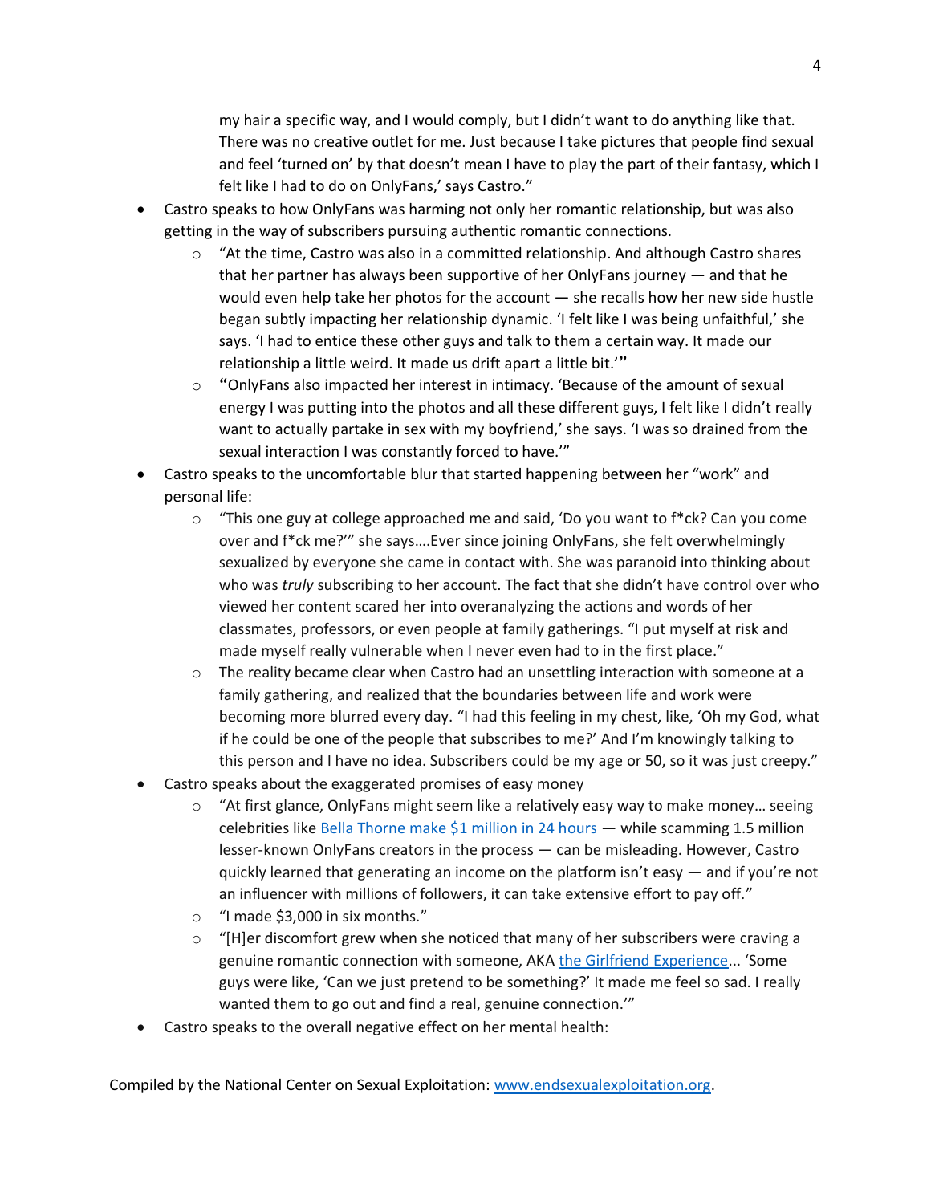my hair a specific way, and I would comply, but I didn't want to do anything like that. There was no creative outlet for me. Just because I take pictures that people find sexual and feel 'turned on' by that doesn't mean I have to play the part of their fantasy, which I felt like I had to do on OnlyFans,' says Castro."

- Castro speaks to how OnlyFans was harming not only her romantic relationship, but was also getting in the way of subscribers pursuing authentic romantic connections.
    - "At the time, Castro was also in a committed relationship. And although Castro shares that her partner has always been supportive of her OnlyFans journey — and that he would even help take her photos for the account — she recalls how her new side hustle began subtly impacting her relationship dynamic. 'I felt like I was being unfaithful,' she says. 'I had to entice these other guys and talk to them a certain way. It made our relationship a little weird. It made us drift apart a little bit.'"
    - "OnlyFans also impacted her interest in intimacy. 'Because of the amount of sexual energy I was putting into the photos and all these different guys, I felt like I didn't really want to actually partake in sex with my boyfriend,' she says. 'I was so drained from the sexual interaction I was constantly forced to have.'"
- Castro speaks to the uncomfortable blur that started happening between her "work" and personal life:
    - "This one guy at college approached me and said, 'Do you want to f*ck? Can you come over and f*ck me?'" she says….Ever since joining OnlyFans, she felt overwhelmingly sexualized by everyone she came in contact with. She was paranoid into thinking about who was *truly* subscribing to her account. The fact that she didn't have control over who viewed her content scared her into overanalyzing the actions and words of her classmates, professors, or even people at family gatherings. "I put myself at risk and made myself really vulnerable when I never even had to in the first place."
    - The reality became clear when Castro had an unsettling interaction with someone at a family gathering, and realized that the boundaries between life and work were becoming more blurred every day. "I had this feeling in my chest, like, 'Oh my God, what if he could be one of the people that subscribes to me?' And I'm knowingly talking to this person and I have no idea. Subscribers could be my age or 50, so it was just creepy."
- Castro speaks about the exaggerated promises of easy money
    - "At first glance, OnlyFans might seem like a relatively easy way to make money… seeing celebrities like [Bella Thorne make $1 million in 24 hours]() — while scamming 1.5 million lesser-known OnlyFans creators in the process — can be misleading. However, Castro quickly learned that generating an income on the platform isn't easy — and if you're not an influencer with millions of followers, it can take extensive effort to pay off."
    - "I made $3,000 in six months."
    - "[H]er discomfort grew when she noticed that many of her subscribers were craving a genuine romantic connection with someone, AKA [the Girlfriend Experience]()... 'Some guys were like, 'Can we just pretend to be something?' It made me feel so sad. I really wanted them to go out and find a real, genuine connection.'"
- Castro speaks to the overall negative effect on her mental health:

Compiled by the National Center on Sexual Exploitation: [www.endsexualexploitation.org](www.endsexualexploitation.org).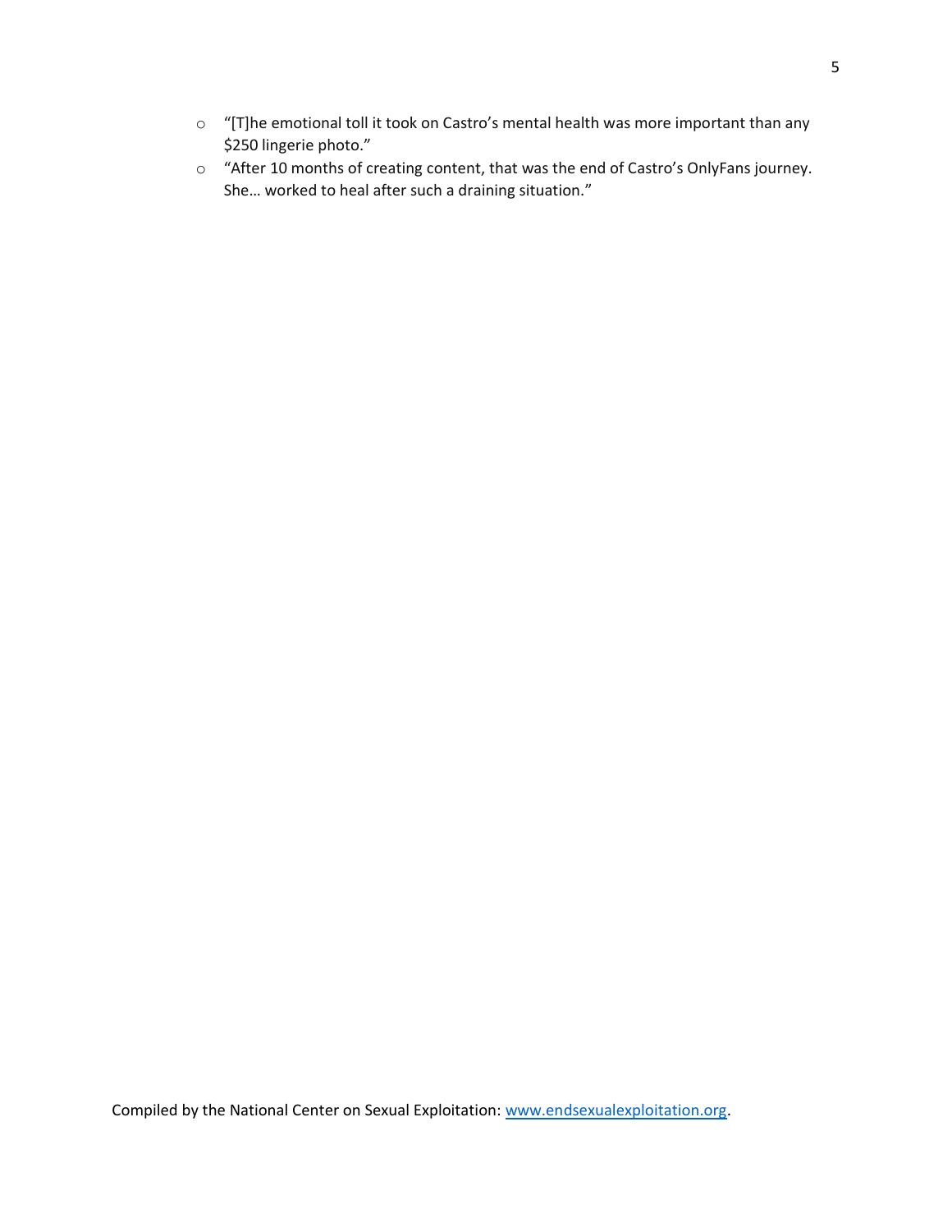- "[T]he emotional toll it took on Castro's mental health was more important than any $250 lingerie photo."
- "After 10 months of creating content, that was the end of Castro's OnlyFans journey. She… worked to heal after such a draining situation."

Compiled by the National Center on Sexual Exploitation: [www.endsexualexploitation.org](http://www.endsexualexploitation.org).